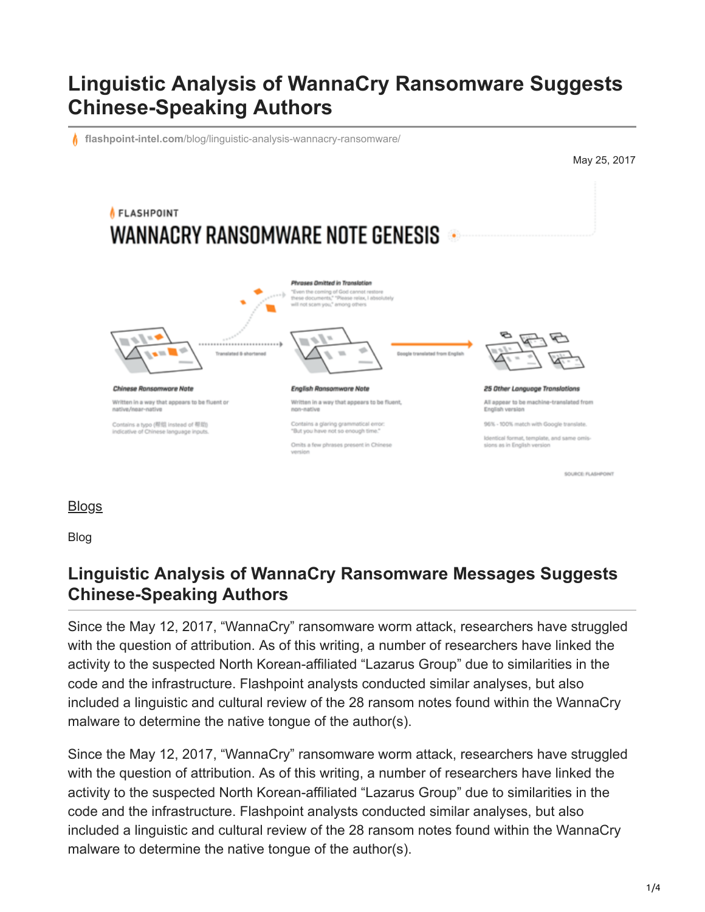# Linguistic Analysis of WannaCry Ransomware Suggests Chinese-Speaking Authors

flashpoint-intel.com/blog/linguistic-analysis-wannacry-ransomware/

May 25, 2017

FLASHPOINT

WANNACRY RANSOMWARE NOTE GENESIS

*Phrases Omitted in Translation*
"Even the coming of God cannot restore these documents," "Please relax, I absolutely will not scam you," among others

Translated & shortened

Google translated from English

*Chinese Ransomware Note*
Written in a way that appears to be fluent or native/near-native

Contains a typo (帮组 instead of 帮助) indicative of Chinese language inputs.

*English Ransomware Note*
Written in a way that appears to be fluent, non-native

Contains a glaring grammatical error: "But you have not so enough time."

Omits a few phrases present in Chinese version

*25 Other Language Translations*
All appear to be machine-translated from English version

96% - 100% match with Google translate.

Identical format, template, and same omissions as in English version

SOURCE: FLASHPOINT

Blogs

Blog

## Linguistic Analysis of WannaCry Ransomware Messages Suggests Chinese-Speaking Authors

Since the May 12, 2017, "WannaCry" ransomware worm attack, researchers have struggled with the question of attribution. As of this writing, a number of researchers have linked the activity to the suspected North Korean-affiliated "Lazarus Group" due to similarities in the code and the infrastructure. Flashpoint analysts conducted similar analyses, but also included a linguistic and cultural review of the 28 ransom notes found within the WannaCry malware to determine the native tongue of the author(s).

Since the May 12, 2017, "WannaCry" ransomware worm attack, researchers have struggled with the question of attribution. As of this writing, a number of researchers have linked the activity to the suspected North Korean-affiliated "Lazarus Group" due to similarities in the code and the infrastructure. Flashpoint analysts conducted similar analyses, but also included a linguistic and cultural review of the 28 ransom notes found within the WannaCry malware to determine the native tongue of the author(s).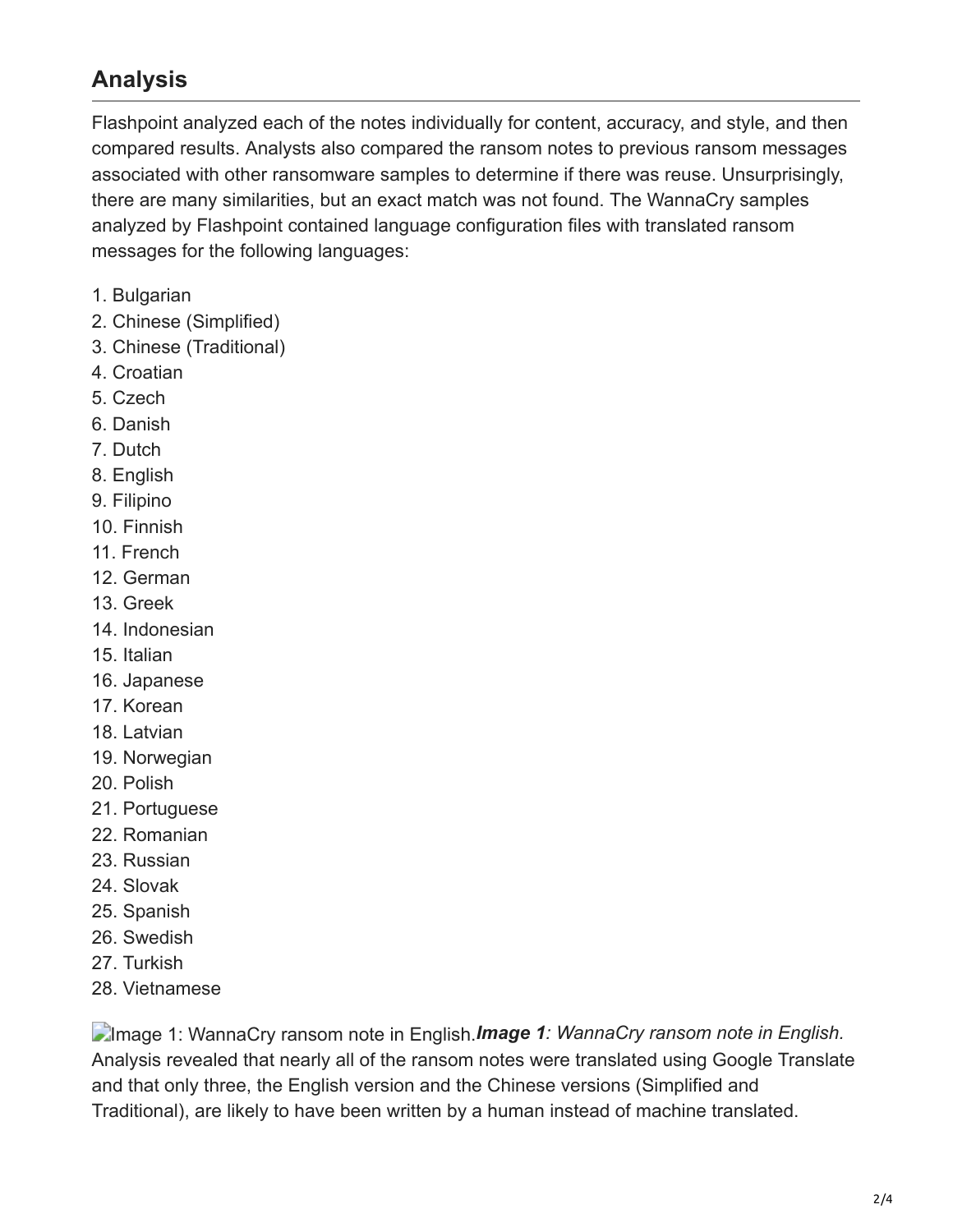## Analysis

Flashpoint analyzed each of the notes individually for content, accuracy, and style, and then compared results. Analysts also compared the ransom notes to previous ransom messages associated with other ransomware samples to determine if there was reuse. Unsurprisingly, there are many similarities, but an exact match was not found. The WannaCry samples analyzed by Flashpoint contained language configuration files with translated ransom messages for the following languages:

1. Bulgarian
2. Chinese (Simplified)
3. Chinese (Traditional)
4. Croatian
5. Czech
6. Danish
7. Dutch
8. English
9. Filipino
10. Finnish
11. French
12. German
13. Greek
14. Indonesian
15. Italian
16. Japanese
17. Korean
18. Latvian
19. Norwegian
20. Polish
21. Portuguese
22. Romanian
23. Russian
24. Slovak
25. Spanish
26. Swedish
27. Turkish
28. Vietnamese

Image 1: WannaCry ransom note in English.***Image 1**: WannaCry ransom note in English.*
Analysis revealed that nearly all of the ransom notes were translated using Google Translate and that only three, the English version and the Chinese versions (Simplified and Traditional), are likely to have been written by a human instead of machine translated.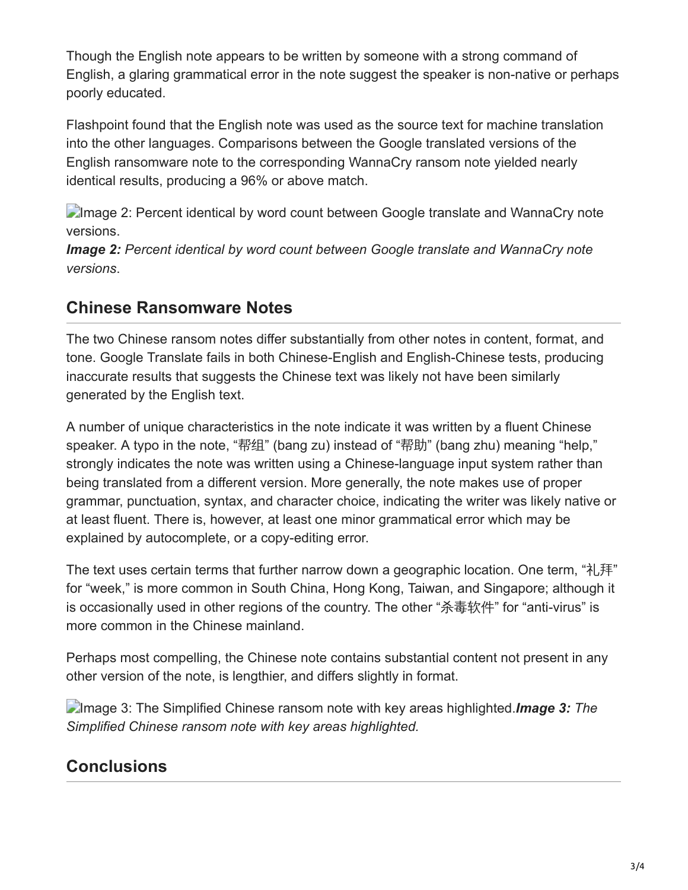Though the English note appears to be written by someone with a strong command of English, a glaring grammatical error in the note suggest the speaker is non-native or perhaps poorly educated.

Flashpoint found that the English note was used as the source text for machine translation into the other languages. Comparisons between the Google translated versions of the English ransomware note to the corresponding WannaCry ransom note yielded nearly identical results, producing a 96% or above match.

Image 2: Percent identical by word count between Google translate and WannaCry note versions.
***Image 2:*** *Percent identical by word count between Google translate and WannaCry note versions*.

## Chinese Ransomware Notes

The two Chinese ransom notes differ substantially from other notes in content, format, and tone. Google Translate fails in both Chinese-English and English-Chinese tests, producing inaccurate results that suggests the Chinese text was likely not have been similarly generated by the English text.

A number of unique characteristics in the note indicate it was written by a fluent Chinese speaker. A typo in the note, “帮组” (bang zu) instead of “帮助” (bang zhu) meaning “help,” strongly indicates the note was written using a Chinese-language input system rather than being translated from a different version. More generally, the note makes use of proper grammar, punctuation, syntax, and character choice, indicating the writer was likely native or at least fluent. There is, however, at least one minor grammatical error which may be explained by autocomplete, or a copy-editing error.

The text uses certain terms that further narrow down a geographic location. One term, “礼拜” for “week,” is more common in South China, Hong Kong, Taiwan, and Singapore; although it is occasionally used in other regions of the country. The other “杀毒软件” for “anti-virus” is more common in the Chinese mainland.

Perhaps most compelling, the Chinese note contains substantial content not present in any other version of the note, is lengthier, and differs slightly in format.

Image 3: The Simplified Chinese ransom note with key areas highlighted.***Image 3:*** *The Simplified Chinese ransom note with key areas highlighted.*

## Conclusions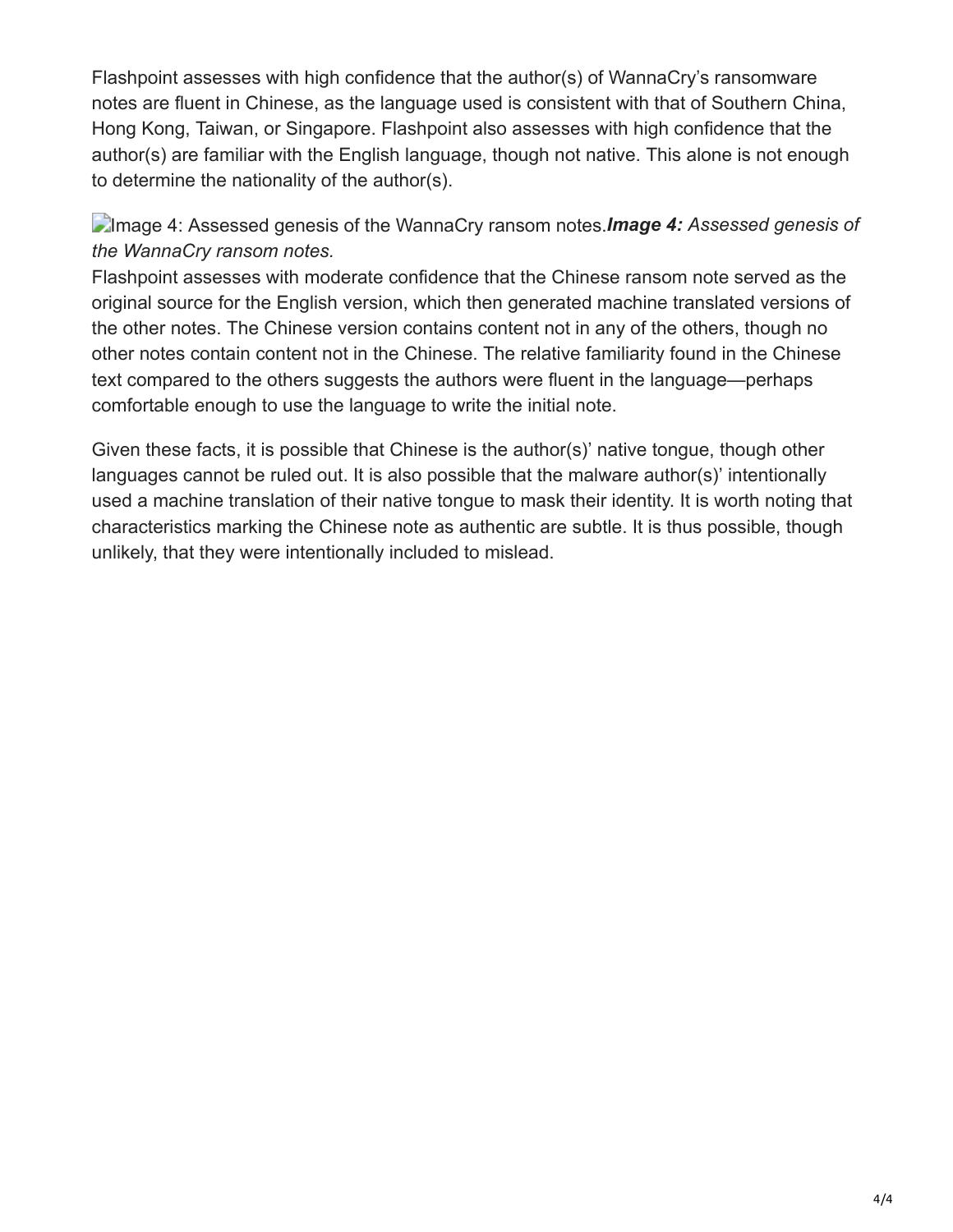Flashpoint assesses with high confidence that the author(s) of WannaCry's ransomware notes are fluent in Chinese, as the language used is consistent with that of Southern China, Hong Kong, Taiwan, or Singapore. Flashpoint also assesses with high confidence that the author(s) are familiar with the English language, though not native. This alone is not enough to determine the nationality of the author(s).

Image 4: Assessed genesis of the WannaCry ransom notes.***Image 4:*** *Assessed genesis of the WannaCry ransom notes.*

Flashpoint assesses with moderate confidence that the Chinese ransom note served as the original source for the English version, which then generated machine translated versions of the other notes. The Chinese version contains content not in any of the others, though no other notes contain content not in the Chinese. The relative familiarity found in the Chinese text compared to the others suggests the authors were fluent in the language—perhaps comfortable enough to use the language to write the initial note.

Given these facts, it is possible that Chinese is the author(s)' native tongue, though other languages cannot be ruled out. It is also possible that the malware author(s)' intentionally used a machine translation of their native tongue to mask their identity. It is worth noting that characteristics marking the Chinese note as authentic are subtle. It is thus possible, though unlikely, that they were intentionally included to mislead.